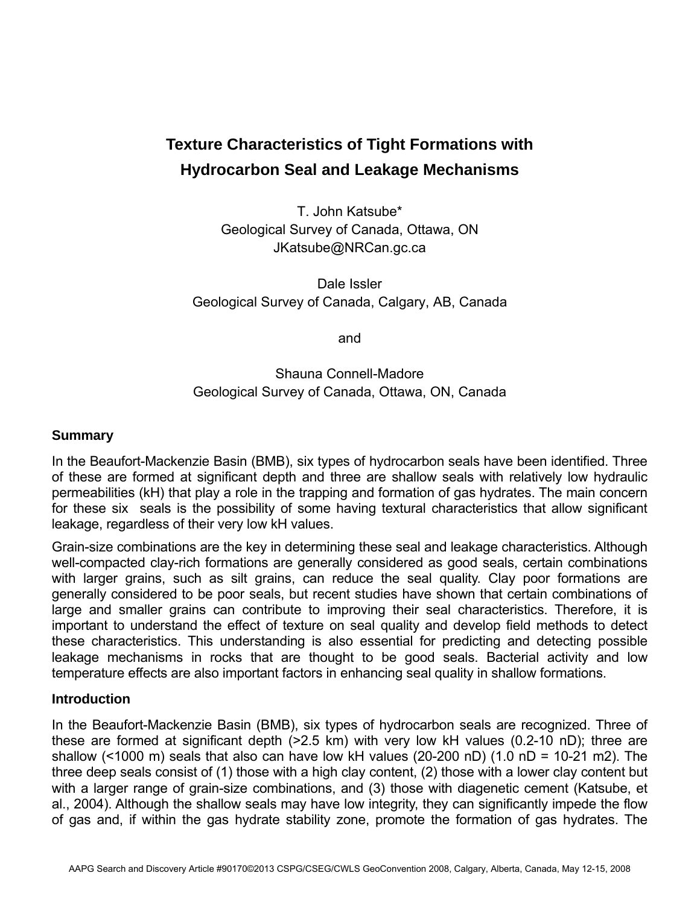# Texture Characteristics of Tight Formations with Hydrocarbon Seal and Leakage Mechanisms

T. John Katsube*
Geological Survey of Canada, Ottawa, ON
JKatsube@NRCan.gc.ca

Dale Issler
Geological Survey of Canada, Calgary, AB, Canada

and

Shauna Connell-Madore
Geological Survey of Canada, Ottawa, ON, Canada

## Summary

In the Beaufort-Mackenzie Basin (BMB), six types of hydrocarbon seals have been identified. Three of these are formed at significant depth and three are shallow seals with relatively low hydraulic permeabilities (kH) that play a role in the trapping and formation of gas hydrates. The main concern for these six seals is the possibility of some having textural characteristics that allow significant leakage, regardless of their very low kH values.

Grain-size combinations are the key in determining these seal and leakage characteristics. Although well-compacted clay-rich formations are generally considered as good seals, certain combinations with larger grains, such as silt grains, can reduce the seal quality. Clay poor formations are generally considered to be poor seals, but recent studies have shown that certain combinations of large and smaller grains can contribute to improving their seal characteristics. Therefore, it is important to understand the effect of texture on seal quality and develop field methods to detect these characteristics. This understanding is also essential for predicting and detecting possible leakage mechanisms in rocks that are thought to be good seals. Bacterial activity and low temperature effects are also important factors in enhancing seal quality in shallow formations.

## Introduction

In the Beaufort-Mackenzie Basin (BMB), six types of hydrocarbon seals are recognized. Three of these are formed at significant depth (>2.5 km) with very low kH values (0.2-10 nD); three are shallow (<1000 m) seals that also can have low kH values (20-200 nD) (1.0 nD = $10^{-21}$ m2). The three deep seals consist of (1) those with a high clay content, (2) those with a lower clay content but with a larger range of grain-size combinations, and (3) those with diagenetic cement (Katsube, et al., 2004). Although the shallow seals may have low integrity, they can significantly impede the flow of gas and, if within the gas hydrate stability zone, promote the formation of gas hydrates. The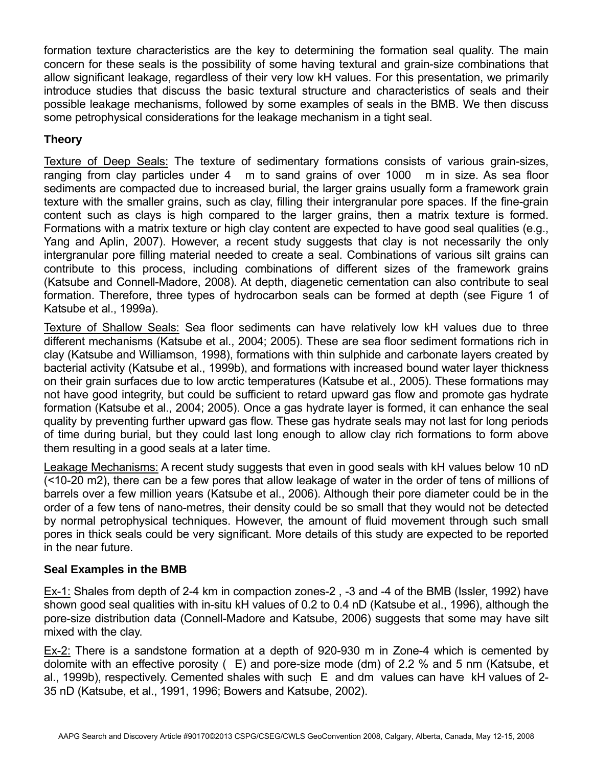formation texture characteristics are the key to determining the formation seal quality. The main concern for these seals is the possibility of some having textural and grain-size combinations that allow significant leakage, regardless of their very low kH values. For this presentation, we primarily introduce studies that discuss the basic textural structure and characteristics of seals and their possible leakage mechanisms, followed by some examples of seals in the BMB. We then discuss some petrophysical considerations for the leakage mechanism in a tight seal.

### Theory

Texture of Deep Seals: The texture of sedimentary formations consists of various grain-sizes, ranging from clay particles under 4 m to sand grains of over 1000 m in size. As sea floor sediments are compacted due to increased burial, the larger grains usually form a framework grain texture with the smaller grains, such as clay, filling their intergranular pore spaces. If the fine-grain content such as clays is high compared to the larger grains, then a matrix texture is formed. Formations with a matrix texture or high clay content are expected to have good seal qualities (e.g., Yang and Aplin, 2007). However, a recent study suggests that clay is not necessarily the only intergranular pore filling material needed to create a seal. Combinations of various silt grains can contribute to this process, including combinations of different sizes of the framework grains (Katsube and Connell-Madore, 2008). At depth, diagenetic cementation can also contribute to seal formation. Therefore, three types of hydrocarbon seals can be formed at depth (see Figure 1 of Katsube et al., 1999a).

Texture of Shallow Seals: Sea floor sediments can have relatively low kH values due to three different mechanisms (Katsube et al., 2004; 2005). These are sea floor sediment formations rich in clay (Katsube and Williamson, 1998), formations with thin sulphide and carbonate layers created by bacterial activity (Katsube et al., 1999b), and formations with increased bound water layer thickness on their grain surfaces due to low arctic temperatures (Katsube et al., 2005). These formations may not have good integrity, but could be sufficient to retard upward gas flow and promote gas hydrate formation (Katsube et al., 2004; 2005). Once a gas hydrate layer is formed, it can enhance the seal quality by preventing further upward gas flow. These gas hydrate seals may not last for long periods of time during burial, but they could last long enough to allow clay rich formations to form above them resulting in a good seals at a later time.

Leakage Mechanisms: A recent study suggests that even in good seals with kH values below 10 nD (<10-20 m2), there can be a few pores that allow leakage of water in the order of tens of millions of barrels over a few million years (Katsube et al., 2006). Although their pore diameter could be in the order of a few tens of nano-metres, their density could be so small that they would not be detected by normal petrophysical techniques. However, the amount of fluid movement through such small pores in thick seals could be very significant. More details of this study are expected to be reported in the near future.

### Seal Examples in the BMB

Ex-1: Shales from depth of 2-4 km in compaction zones-2 , -3 and -4 of the BMB (Issler, 1992) have shown good seal qualities with in-situ kH values of 0.2 to 0.4 nD (Katsube et al., 1996), although the pore-size distribution data (Connell-Madore and Katsube, 2006) suggests that some may have silt mixed with the clay.

Ex-2: There is a sandstone formation at a depth of 920-930 m in Zone-4 which is cemented by dolomite with an effective porosity ( E) and pore-size mode (dm) of 2.2 % and 5 nm (Katsube, et al., 1999b), respectively. Cemented shales with such E and dm values can have kH values of 2-35 nD (Katsube, et al., 1991, 1996; Bowers and Katsube, 2002).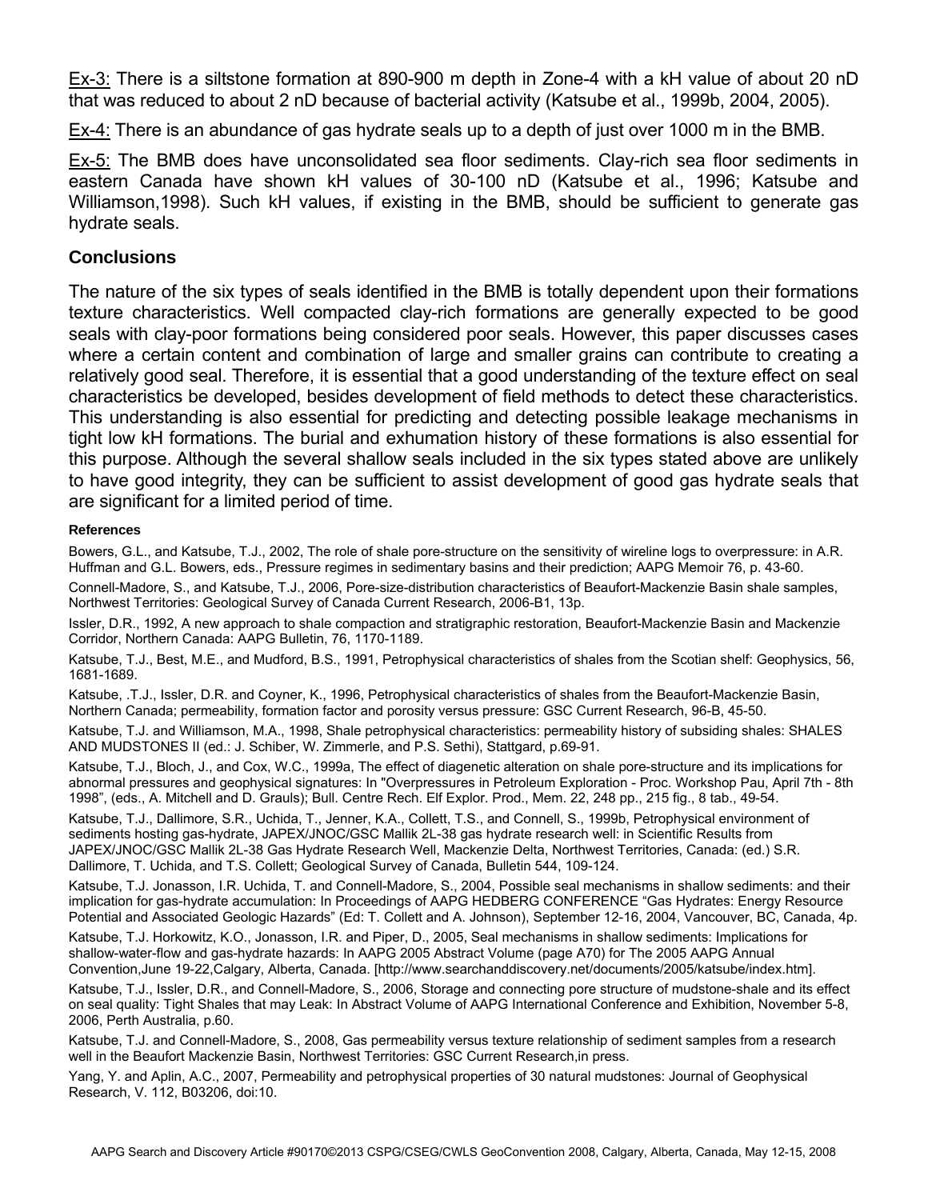Ex-3: There is a siltstone formation at 890-900 m depth in Zone-4 with a kH value of about 20 nD that was reduced to about 2 nD because of bacterial activity (Katsube et al., 1999b, 2004, 2005).

Ex-4: There is an abundance of gas hydrate seals up to a depth of just over 1000 m in the BMB.

Ex-5: The BMB does have unconsolidated sea floor sediments. Clay-rich sea floor sediments in eastern Canada have shown kH values of 30-100 nD (Katsube et al., 1996; Katsube and Williamson,1998). Such kH values, if existing in the BMB, should be sufficient to generate gas hydrate seals.

## Conclusions

The nature of the six types of seals identified in the BMB is totally dependent upon their formations texture characteristics. Well compacted clay-rich formations are generally expected to be good seals with clay-poor formations being considered poor seals. However, this paper discusses cases where a certain content and combination of large and smaller grains can contribute to creating a relatively good seal. Therefore, it is essential that a good understanding of the texture effect on seal characteristics be developed, besides development of field methods to detect these characteristics. This understanding is also essential for predicting and detecting possible leakage mechanisms in tight low kH formations. The burial and exhumation history of these formations is also essential for this purpose. Although the several shallow seals included in the six types stated above are unlikely to have good integrity, they can be sufficient to assist development of good gas hydrate seals that are significant for a limited period of time.

### References

Bowers, G.L., and Katsube, T.J., 2002, The role of shale pore-structure on the sensitivity of wireline logs to overpressure: in A.R. Huffman and G.L. Bowers, eds., Pressure regimes in sedimentary basins and their prediction; AAPG Memoir 76, p. 43-60.

Connell-Madore, S., and Katsube, T.J., 2006, Pore-size-distribution characteristics of Beaufort-Mackenzie Basin shale samples, Northwest Territories: Geological Survey of Canada Current Research, 2006-B1, 13p.

Issler, D.R., 1992, A new approach to shale compaction and stratigraphic restoration, Beaufort-Mackenzie Basin and Mackenzie Corridor, Northern Canada: AAPG Bulletin, 76, 1170-1189.

Katsube, T.J., Best, M.E., and Mudford, B.S., 1991, Petrophysical characteristics of shales from the Scotian shelf: Geophysics, 56, 1681-1689.

Katsube, .T.J., Issler, D.R. and Coyner, K., 1996, Petrophysical characteristics of shales from the Beaufort-Mackenzie Basin, Northern Canada; permeability, formation factor and porosity versus pressure: GSC Current Research, 96-B, 45-50.

Katsube, T.J. and Williamson, M.A., 1998, Shale petrophysical characteristics: permeability history of subsiding shales: SHALES AND MUDSTONES II (ed.: J. Schiber, W. Zimmerle, and P.S. Sethi), Stattgard, p.69-91.

Katsube, T.J., Bloch, J., and Cox, W.C., 1999a, The effect of diagenetic alteration on shale pore-structure and its implications for abnormal pressures and geophysical signatures: In "Overpressures in Petroleum Exploration - Proc. Workshop Pau, April 7th - 8th 1998", (eds., A. Mitchell and D. Grauls); Bull. Centre Rech. Elf Explor. Prod., Mem. 22, 248 pp., 215 fig., 8 tab., 49-54.

Katsube, T.J., Dallimore, S.R., Uchida, T., Jenner, K.A., Collett, T.S., and Connell, S., 1999b, Petrophysical environment of sediments hosting gas-hydrate, JAPEX/JNOC/GSC Mallik 2L-38 gas hydrate research well: in Scientific Results from JAPEX/JNOC/GSC Mallik 2L-38 Gas Hydrate Research Well, Mackenzie Delta, Northwest Territories, Canada: (ed.) S.R. Dallimore, T. Uchida, and T.S. Collett; Geological Survey of Canada, Bulletin 544, 109-124.

Katsube, T.J. Jonasson, I.R. Uchida, T. and Connell-Madore, S., 2004, Possible seal mechanisms in shallow sediments: and their implication for gas-hydrate accumulation: In Proceedings of AAPG HEDBERG CONFERENCE "Gas Hydrates: Energy Resource Potential and Associated Geologic Hazards" (Ed: T. Collett and A. Johnson), September 12-16, 2004, Vancouver, BC, Canada, 4p.

Katsube, T.J. Horkowitz, K.O., Jonasson, I.R. and Piper, D., 2005, Seal mechanisms in shallow sediments: Implications for shallow-water-flow and gas-hydrate hazards: In AAPG 2005 Abstract Volume (page A70) for The 2005 AAPG Annual Convention,June 19-22,Calgary, Alberta, Canada. [http://www.searchanddiscovery.net/documents/2005/katsube/index.htm].

Katsube, T.J., Issler, D.R., and Connell-Madore, S., 2006, Storage and connecting pore structure of mudstone-shale and its effect on seal quality: Tight Shales that may Leak: In Abstract Volume of AAPG International Conference and Exhibition, November 5-8, 2006, Perth Australia, p.60.

Katsube, T.J. and Connell-Madore, S., 2008, Gas permeability versus texture relationship of sediment samples from a research well in the Beaufort Mackenzie Basin, Northwest Territories: GSC Current Research,in press.

Yang, Y. and Aplin, A.C., 2007, Permeability and petrophysical properties of 30 natural mudstones: Journal of Geophysical Research, V. 112, B03206, doi:10.